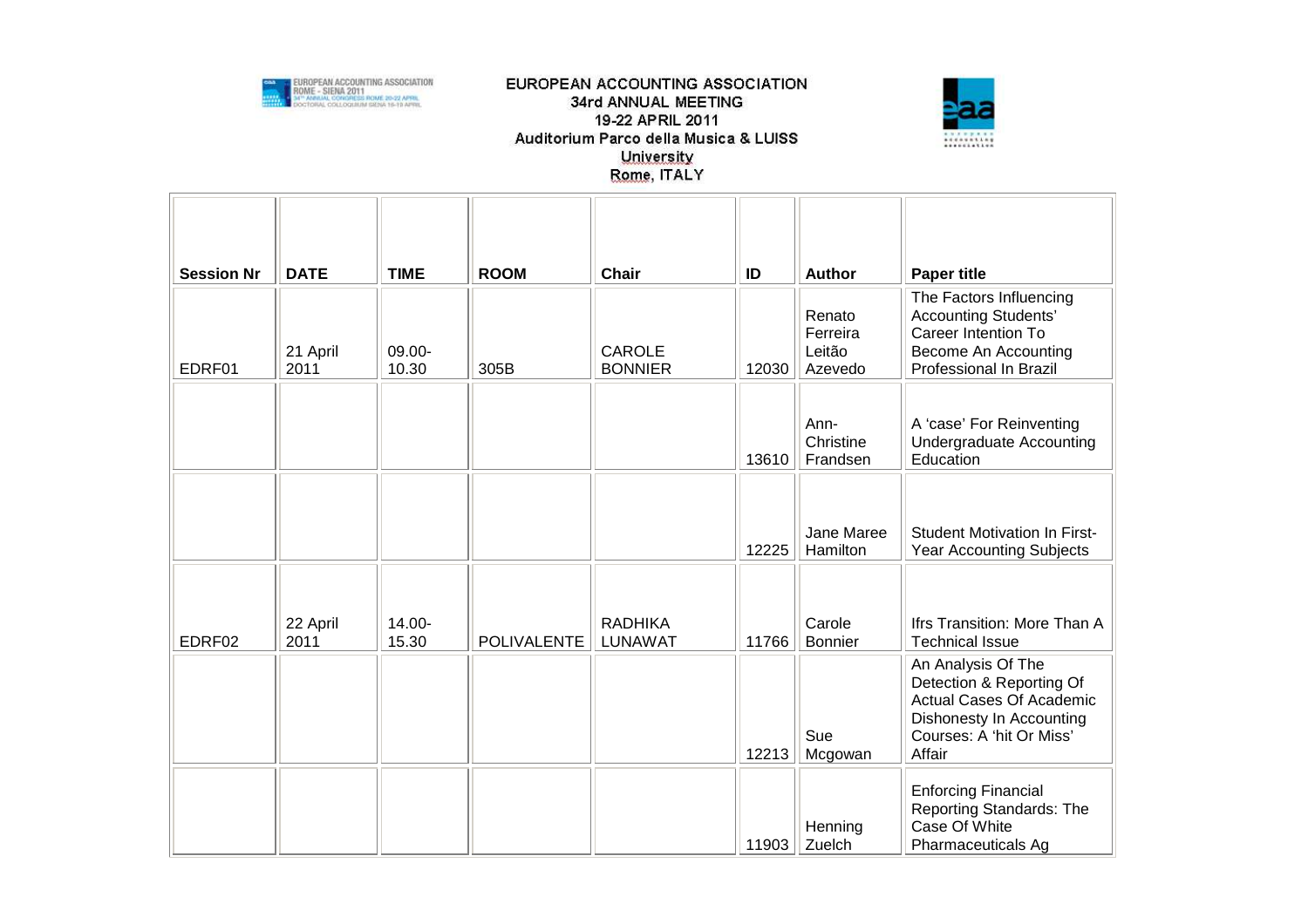# EUROPEAN ACCOUNTING ASSOCIATION
## 34rd ANNUAL MEETING
### 19-22 APRIL 2011
### Auditorium Parco della Musica & LUISS University
### Rome, ITALY

| Session Nr | DATE | TIME | ROOM | Chair | ID | Author | Paper title |
|---|---|---|---|---|---|---|---|
| EDRF01 | 21 April 2011 | 09.00-10.30 | 305B | CAROLE BONNIER | 12030 | Renato Ferreira Leitão Azevedo | The Factors Influencing Accounting Students' Career Intention To Become An Accounting Professional In Brazil |
| | | | | | 13610 | Ann-Christine Frandsen | A 'case' For Reinventing Undergraduate Accounting Education |
| | | | | | 12225 | Jane Maree Hamilton | Student Motivation In First-Year Accounting Subjects |
| EDRF02 | 22 April 2011 | 14.00-15.30 | POLIVALENTE | RADHIKA LUNAWAT | 11766 | Carole Bonnier | Ifrs Transition: More Than A Technical Issue |
| | | | | | 12213 | Sue Mcgowan | An Analysis Of The Detection & Reporting Of Actual Cases Of Academic Dishonesty In Accounting Courses: A 'hit Or Miss' Affair |
| | | | | | 11903 | Henning Zuelch | Enforcing Financial Reporting Standards: The Case Of White Pharmaceuticals Ag |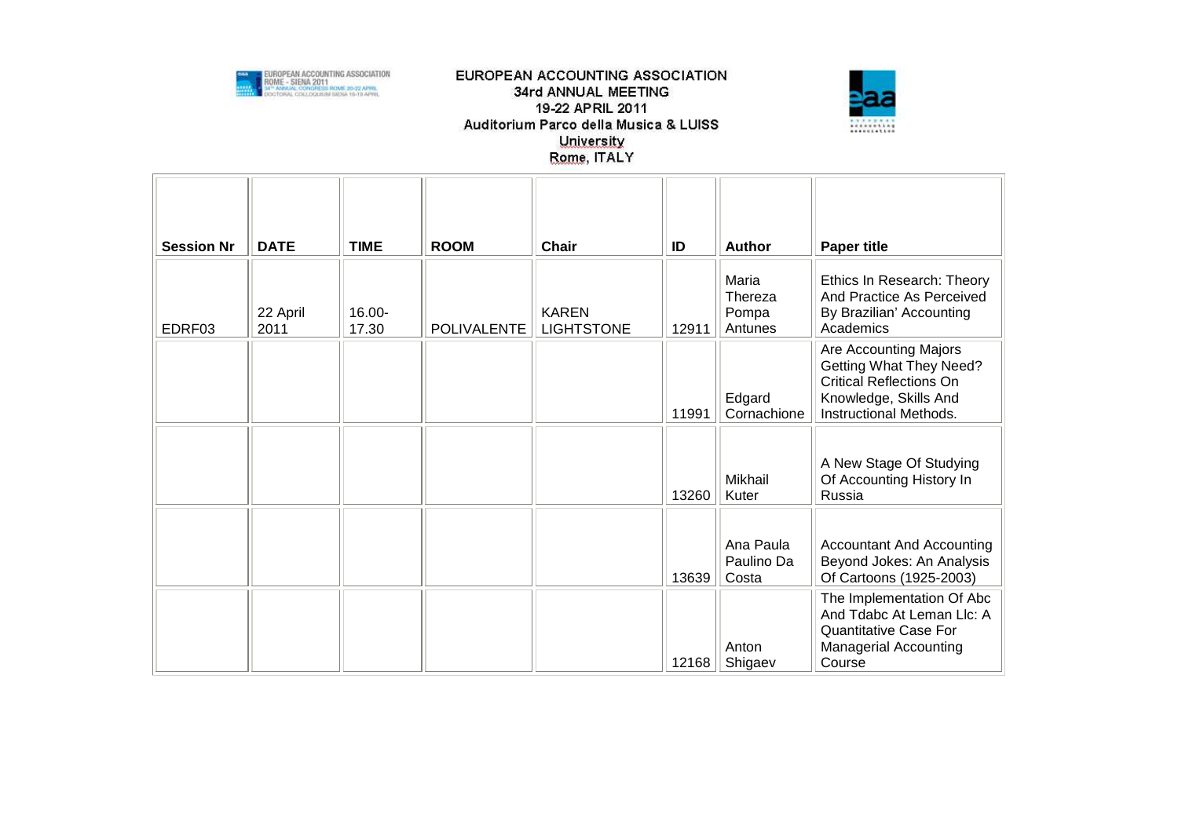EUROPEAN ACCOUNTING ASSOCIATION
34rd ANNUAL MEETING
19-22 APRIL 2011
Auditorium Parco della Musica & LUISS University
Rome, ITALY

| Session Nr | DATE | TIME | ROOM | Chair | ID | Author | Paper title |
|---|---|---|---|---|---|---|---|
| EDRF03 | 22 April 2011 | 16.00-17.30 | POLIVALENTE | KAREN LIGHTSTONE | 12911 | Maria Thereza Pompa Antunes | Ethics In Research: Theory And Practice As Perceived By Brazilian' Accounting Academics |
| | | | | | 11991 | Edgard Cornachione | Are Accounting Majors Getting What They Need? Critical Reflections On Knowledge, Skills And Instructional Methods. |
| | | | | | 13260 | Mikhail Kuter | A New Stage Of Studying Of Accounting History In Russia |
| | | | | | 13639 | Ana Paula Paulino Da Costa | Accountant And Accounting Beyond Jokes: An Analysis Of Cartoons (1925-2003) |
| | | | | | 12168 | Anton Shigaev | The Implementation Of Abc And Tdabc At Leman Llc: A Quantitative Case For Managerial Accounting Course |